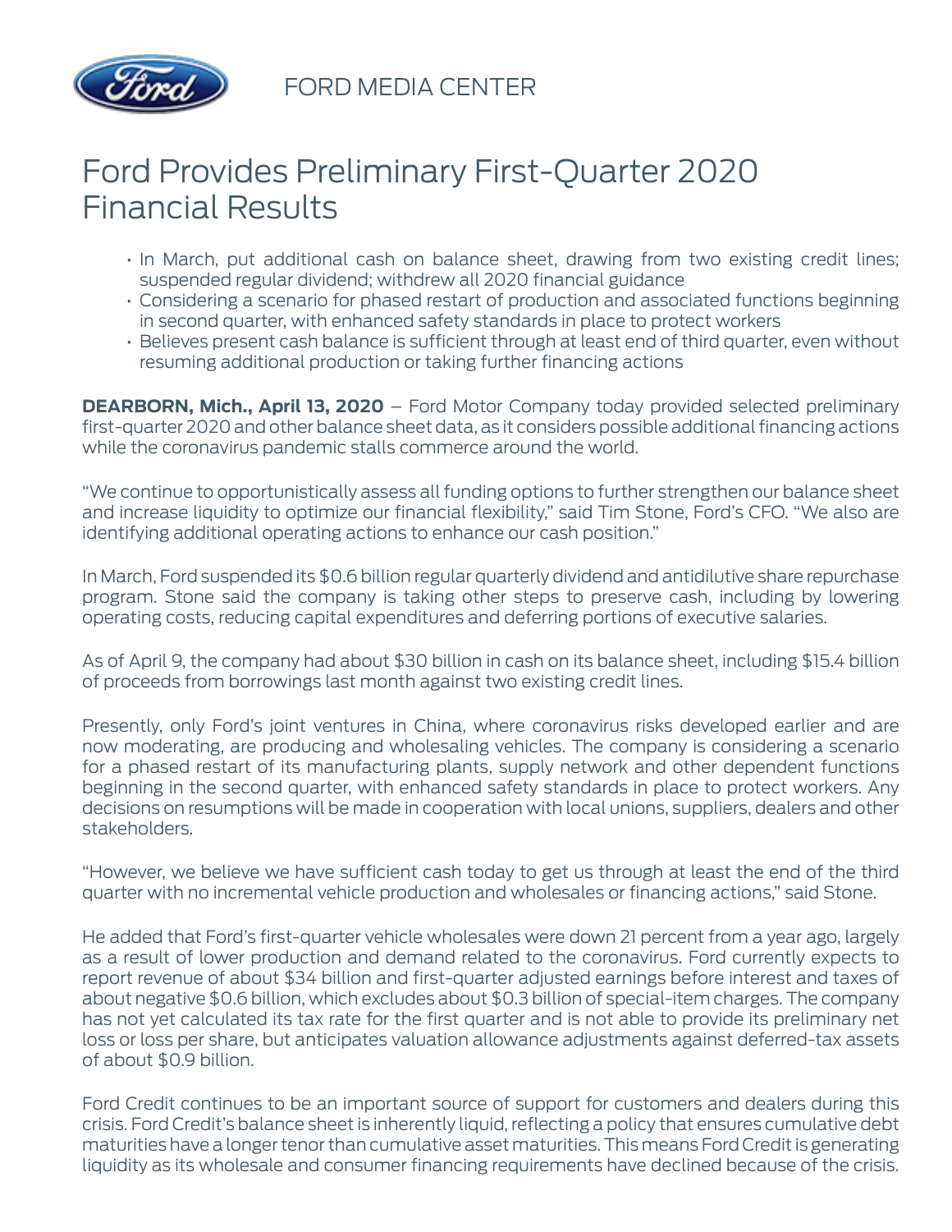FORD MEDIA CENTER

# Ford Provides Preliminary First-Quarter 2020 Financial Results

- In March, put additional cash on balance sheet, drawing from two existing credit lines; suspended regular dividend; withdrew all 2020 financial guidance
- Considering a scenario for phased restart of production and associated functions beginning in second quarter, with enhanced safety standards in place to protect workers
- Believes present cash balance is sufficient through at least end of third quarter, even without resuming additional production or taking further financing actions

**DEARBORN, Mich., April 13, 2020** – Ford Motor Company today provided selected preliminary first-quarter 2020 and other balance sheet data, as it considers possible additional financing actions while the coronavirus pandemic stalls commerce around the world.

"We continue to opportunistically assess all funding options to further strengthen our balance sheet and increase liquidity to optimize our financial flexibility," said Tim Stone, Ford's CFO. "We also are identifying additional operating actions to enhance our cash position."

In March, Ford suspended its $0.6 billion regular quarterly dividend and antidilutive share repurchase program. Stone said the company is taking other steps to preserve cash, including by lowering operating costs, reducing capital expenditures and deferring portions of executive salaries.

As of April 9, the company had about $30 billion in cash on its balance sheet, including $15.4 billion of proceeds from borrowings last month against two existing credit lines.

Presently, only Ford's joint ventures in China, where coronavirus risks developed earlier and are now moderating, are producing and wholesaling vehicles. The company is considering a scenario for a phased restart of its manufacturing plants, supply network and other dependent functions beginning in the second quarter, with enhanced safety standards in place to protect workers. Any decisions on resumptions will be made in cooperation with local unions, suppliers, dealers and other stakeholders.

"However, we believe we have sufficient cash today to get us through at least the end of the third quarter with no incremental vehicle production and wholesales or financing actions," said Stone.

He added that Ford's first-quarter vehicle wholesales were down 21 percent from a year ago, largely as a result of lower production and demand related to the coronavirus. Ford currently expects to report revenue of about $34 billion and first-quarter adjusted earnings before interest and taxes of about negative $0.6 billion, which excludes about $0.3 billion of special-item charges. The company has not yet calculated its tax rate for the first quarter and is not able to provide its preliminary net loss or loss per share, but anticipates valuation allowance adjustments against deferred-tax assets of about $0.9 billion.

Ford Credit continues to be an important source of support for customers and dealers during this crisis. Ford Credit's balance sheet is inherently liquid, reflecting a policy that ensures cumulative debt maturities have a longer tenor than cumulative asset maturities. This means Ford Credit is generating liquidity as its wholesale and consumer financing requirements have declined because of the crisis.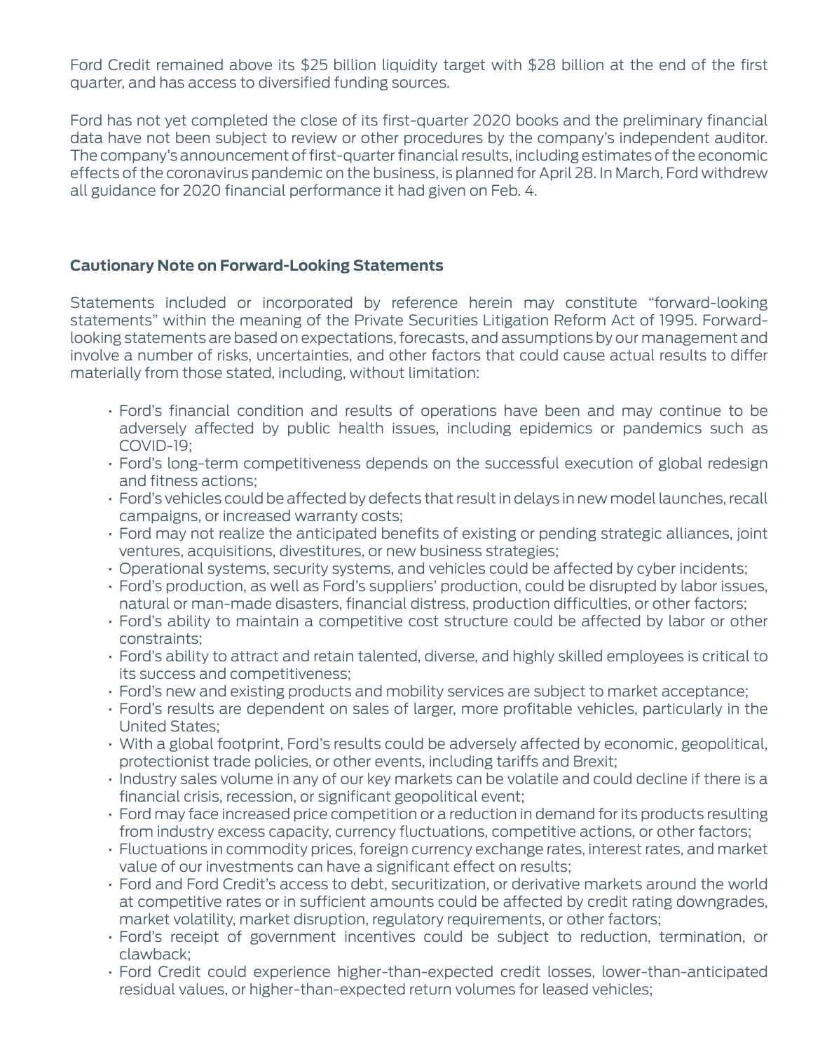Ford Credit remained above its $25 billion liquidity target with $28 billion at the end of the first quarter, and has access to diversified funding sources.

Ford has not yet completed the close of its first-quarter 2020 books and the preliminary financial data have not been subject to review or other procedures by the company's independent auditor. The company's announcement of first-quarter financial results, including estimates of the economic effects of the coronavirus pandemic on the business, is planned for April 28. In March, Ford withdrew all guidance for 2020 financial performance it had given on Feb. 4.

**Cautionary Note on Forward-Looking Statements**

Statements included or incorporated by reference herein may constitute "forward-looking statements" within the meaning of the Private Securities Litigation Reform Act of 1995. Forward-looking statements are based on expectations, forecasts, and assumptions by our management and involve a number of risks, uncertainties, and other factors that could cause actual results to differ materially from those stated, including, without limitation:

- Ford's financial condition and results of operations have been and may continue to be adversely affected by public health issues, including epidemics or pandemics such as COVID-19;
- Ford's long-term competitiveness depends on the successful execution of global redesign and fitness actions;
- Ford's vehicles could be affected by defects that result in delays in new model launches, recall campaigns, or increased warranty costs;
- Ford may not realize the anticipated benefits of existing or pending strategic alliances, joint ventures, acquisitions, divestitures, or new business strategies;
- Operational systems, security systems, and vehicles could be affected by cyber incidents;
- Ford's production, as well as Ford's suppliers' production, could be disrupted by labor issues, natural or man-made disasters, financial distress, production difficulties, or other factors;
- Ford's ability to maintain a competitive cost structure could be affected by labor or other constraints;
- Ford's ability to attract and retain talented, diverse, and highly skilled employees is critical to its success and competitiveness;
- Ford's new and existing products and mobility services are subject to market acceptance;
- Ford's results are dependent on sales of larger, more profitable vehicles, particularly in the United States;
- With a global footprint, Ford's results could be adversely affected by economic, geopolitical, protectionist trade policies, or other events, including tariffs and Brexit;
- Industry sales volume in any of our key markets can be volatile and could decline if there is a financial crisis, recession, or significant geopolitical event;
- Ford may face increased price competition or a reduction in demand for its products resulting from industry excess capacity, currency fluctuations, competitive actions, or other factors;
- Fluctuations in commodity prices, foreign currency exchange rates, interest rates, and market value of our investments can have a significant effect on results;
- Ford and Ford Credit's access to debt, securitization, or derivative markets around the world at competitive rates or in sufficient amounts could be affected by credit rating downgrades, market volatility, market disruption, regulatory requirements, or other factors;
- Ford's receipt of government incentives could be subject to reduction, termination, or clawback;
- Ford Credit could experience higher-than-expected credit losses, lower-than-anticipated residual values, or higher-than-expected return volumes for leased vehicles;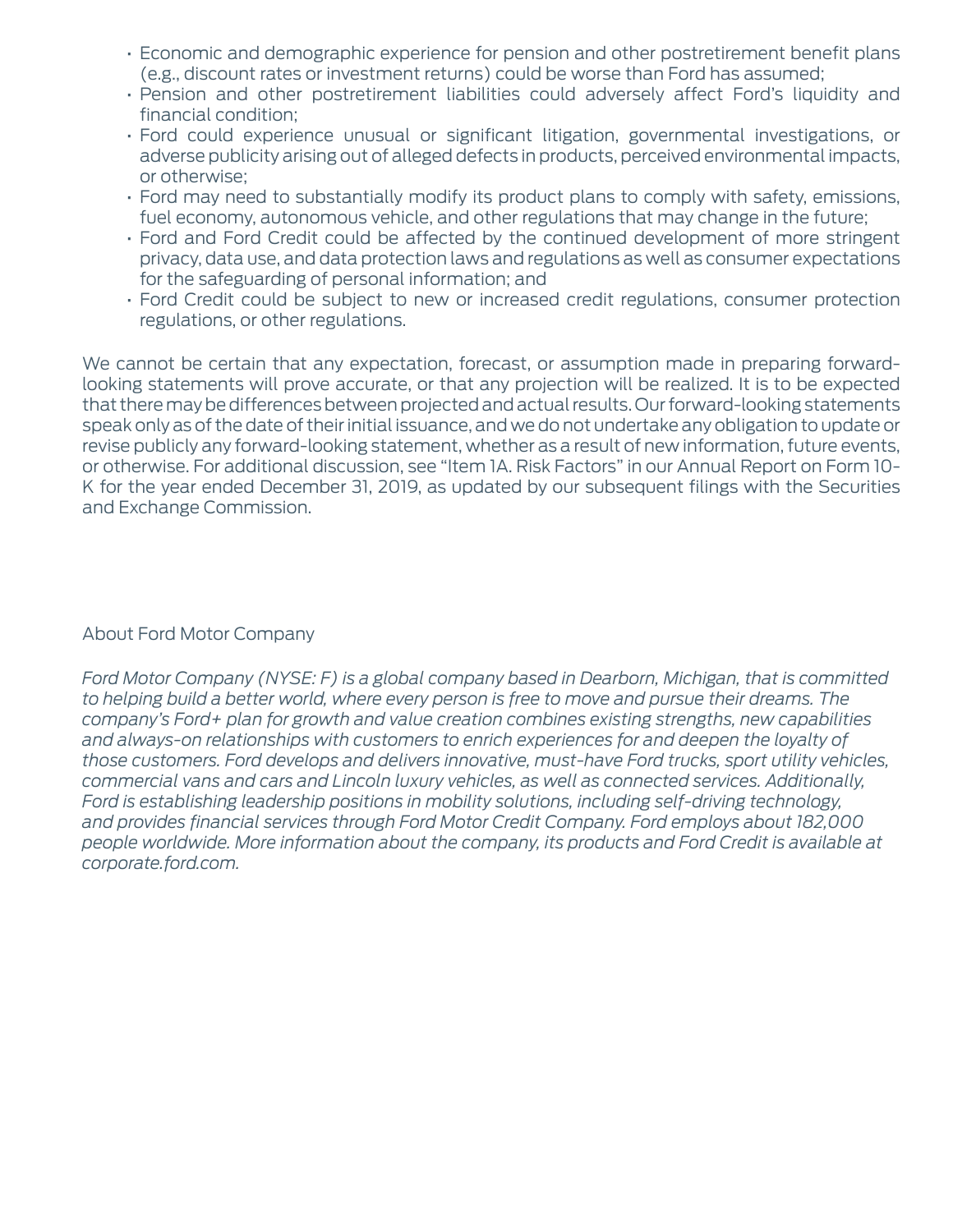- Economic and demographic experience for pension and other postretirement benefit plans (e.g., discount rates or investment returns) could be worse than Ford has assumed;
- Pension and other postretirement liabilities could adversely affect Ford's liquidity and financial condition;
- Ford could experience unusual or significant litigation, governmental investigations, or adverse publicity arising out of alleged defects in products, perceived environmental impacts, or otherwise;
- Ford may need to substantially modify its product plans to comply with safety, emissions, fuel economy, autonomous vehicle, and other regulations that may change in the future;
- Ford and Ford Credit could be affected by the continued development of more stringent privacy, data use, and data protection laws and regulations as well as consumer expectations for the safeguarding of personal information; and
- Ford Credit could be subject to new or increased credit regulations, consumer protection regulations, or other regulations.

We cannot be certain that any expectation, forecast, or assumption made in preparing forward-looking statements will prove accurate, or that any projection will be realized. It is to be expected that there may be differences between projected and actual results. Our forward-looking statements speak only as of the date of their initial issuance, and we do not undertake any obligation to update or revise publicly any forward-looking statement, whether as a result of new information, future events, or otherwise. For additional discussion, see "Item 1A. Risk Factors" in our Annual Report on Form 10-K for the year ended December 31, 2019, as updated by our subsequent filings with the Securities and Exchange Commission.

## About Ford Motor Company

*Ford Motor Company (NYSE: F) is a global company based in Dearborn, Michigan, that is committed to helping build a better world, where every person is free to move and pursue their dreams. The company's Ford+ plan for growth and value creation combines existing strengths, new capabilities and always-on relationships with customers to enrich experiences for and deepen the loyalty of those customers. Ford develops and delivers innovative, must-have Ford trucks, sport utility vehicles, commercial vans and cars and Lincoln luxury vehicles, as well as connected services. Additionally, Ford is establishing leadership positions in mobility solutions, including self-driving technology, and provides financial services through Ford Motor Credit Company. Ford employs about 182,000 people worldwide. More information about the company, its products and Ford Credit is available at corporate.ford.com.*